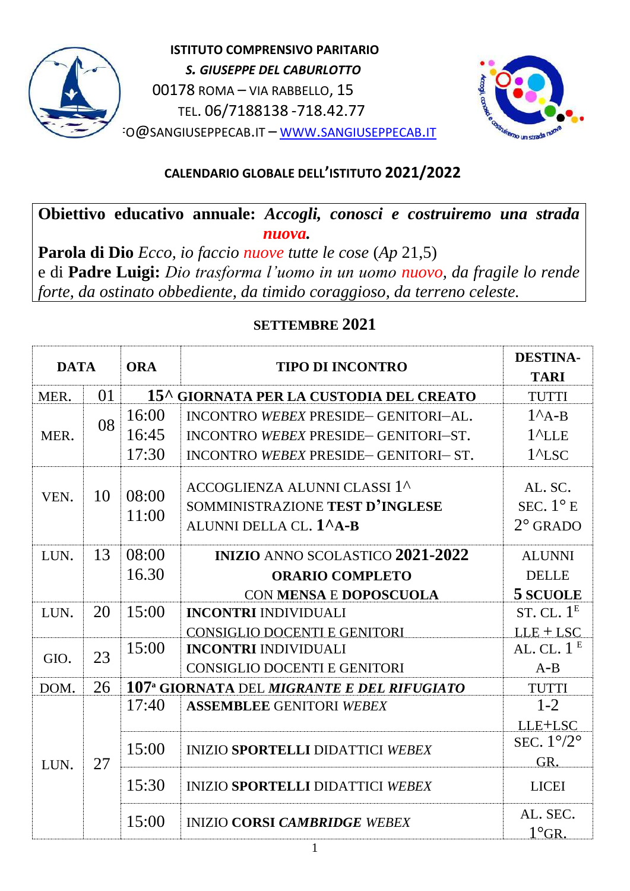**ISTITUTO COMPRENSIVO PARITARIO**

***S. GIUSEPPE DEL CABURLOTTO***

00178 ROMA – VIA RABBELLO, 15

TEL. 06/7188138 -718.42.77

-O@SANGIUSEPPECAB.IT – WWW.SANGIUSEPPECAB.IT

**CALENDARIO GLOBALE DELL'ISTITUTO 2021/2022**

**Obiettivo educativo annuale:** ***Accogli, conosci e costruiremo una strada nuova.***

**Parola di Dio** *Ecco, io faccio nuove tutte le cose* (*Ap* 21,5)

e di **Padre Luigi:** *Dio trasforma l'uomo in un uomo nuovo, da fragile lo rende forte, da ostinato obbediente, da timido coraggioso, da terreno celeste.*

## SETTEMBRE 2021

| DATA | | ORA | TIPO DI INCONTRO | DESTINATARI |
|---|---|---|---|---|
| MER. | 01 | | **15^ GIORNATA PER LA CUSTODIA DEL CREATO** | TUTTI |
| MER. | 08 | 16:00<br>16:45<br>17:30 | INCONTRO *WEBEX* PRESIDE– GENITORI–AL.<br>INCONTRO *WEBEX* PRESIDE– GENITORI–ST.<br>INCONTRO *WEBEX* PRESIDE– GENITORI– ST. | 1^A-B<br>1^LLE<br>1^LSC |
| VEN. | 10 | 08:00<br>11:00 | ACCOGLIENZA ALUNNI CLASSI 1^<br>SOMMINISTRAZIONE **TEST D'INGLESE** ALUNNI DELLA CL. **1^A-B** | AL. SC. SEC. 1° E 2° GRADO |
| LUN. | 13 | 08:00<br>16.30 | **INIZIO** ANNO SCOLASTICO **2021-2022**<br>**ORARIO COMPLETO**<br>CON **MENSA** E **DOPOSCUOLA** | ALUNNI DELLE **5 SCUOLE** |
| LUN. | 20 | 15:00 | **INCONTRI** INDIVIDUALI CONSIGLIO DOCENTI E GENITORI | ST. CL. 1^E LLE + LSC |
| GIO. | 23 | 15:00 | **INCONTRI** INDIVIDUALI CONSIGLIO DOCENTI E GENITORI | AL. CL. 1^E A-B |
| DOM. | 26 | | **107ª GIORNATA** DEL ***MIGRANTE E DEL RIFUGIATO*** | TUTTI |
| LUN. | 27 | 17:40 | **ASSEMBLEE** GENITORI *WEBEX* | 1-2 LLE+LSC |
| | | 15:00 | INIZIO **SPORTELLI** DIDATTICI *WEBEX* | SEC. 1°/2° GR. |
| | | 15:30 | INIZIO **SPORTELLI** DIDATTICI *WEBEX* | LICEI |
| | | 15:00 | INIZIO **CORSI** ***CAMBRIDGE*** *WEBEX* | AL. SEC. 1°GR. |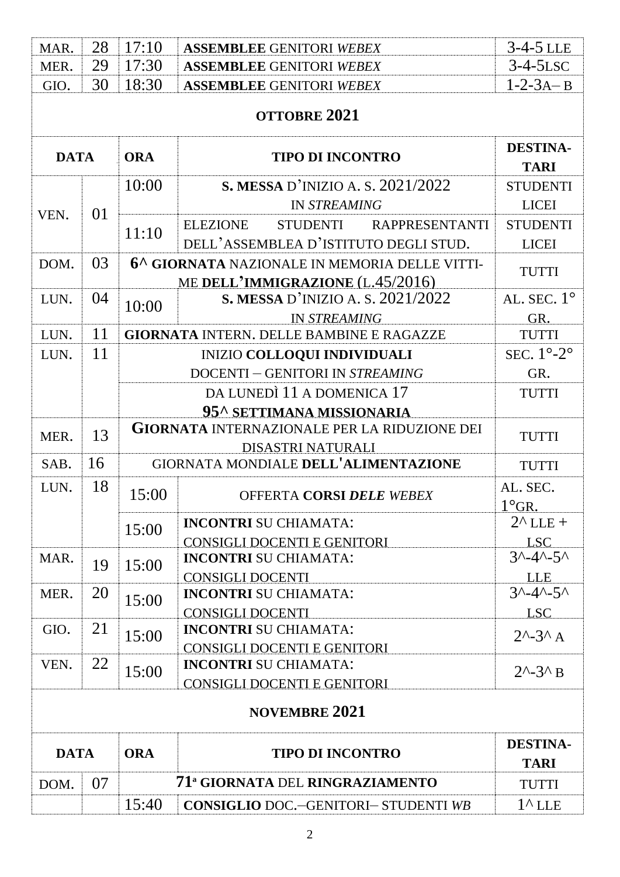| | | | | |
|---|---|---|---|---|
| MAR. | 28 | 17:10 | **ASSEMBLEE** GENITORI *WEBEX* | 3-4-5 LLE |
| MER. | 29 | 17:30 | **ASSEMBLEE** GENITORI *WEBEX* | 3-4-5LSC |
| GIO. | 30 | 18:30 | **ASSEMBLEE** GENITORI *WEBEX* | 1-2-3A– B |

## OTTOBRE 2021

| DATA | | ORA | TIPO DI INCONTRO | DESTINATARI |
|---|---|---|---|---|
| VEN. | 01 | 10:00 | **S. MESSA** D'INIZIO A. S. 2021/2022 IN *STREAMING* | STUDENTI LICEI |
| | | 11:10 | ELEZIONE STUDENTI RAPPRESENTANTI DELL'ASSEMBLEA D'ISTITUTO DEGLI STUD. | STUDENTI LICEI |
| DOM. | 03 | | **6^ GIORNATA** NAZIONALE IN MEMORIA DELLE VITTIME **DELL'IMMIGRAZIONE** (L.45/2016) | TUTTI |
| LUN. | 04 | 10:00 | **S. MESSA** D'INIZIO A. S. 2021/2022 IN *STREAMING* | AL. SEC. 1° GR. |
| LUN. | 11 | | **GIORNATA** INTERN. DELLE BAMBINE E RAGAZZE | TUTTI |
| LUN. | 11 | | INIZIO **COLLOQUI INDIVIDUALI** DOCENTI – GENITORI IN *STREAMING* | SEC. 1°-2° GR. |
| | | | DA LUNEDÌ 11 A DOMENICA 17 **95^ SETTIMANA MISSIONARIA** | TUTTI |
| MER. | 13 | | **GIORNATA** INTERNAZIONALE PER LA RIDUZIONE DEI DISASTRI NATURALI | TUTTI |
| SAB. | 16 | | GIORNATA MONDIALE **DELL'ALIMENTAZIONE** | TUTTI |
| LUN. | 18 | 15:00 | OFFERTA **CORSI** ***DELE WEBEX*** | AL. SEC. 1°GR. |
| | | 15:00 | **INCONTRI** SU CHIAMATA: CONSIGLI DOCENTI E GENITORI | 2^ LLE + LSC |
| MAR. | 19 | 15:00 | **INCONTRI** SU CHIAMATA: CONSIGLI DOCENTI | 3^-4^-5^ LLE |
| MER. | 20 | 15:00 | **INCONTRI** SU CHIAMATA: CONSIGLI DOCENTI | 3^-4^-5^ LSC |
| GIO. | 21 | 15:00 | **INCONTRI** SU CHIAMATA: CONSIGLI DOCENTI E GENITORI | 2^-3^ A |
| VEN. | 22 | 15:00 | **INCONTRI** SU CHIAMATA: CONSIGLI DOCENTI E GENITORI | 2^-3^ B |

## NOVEMBRE 2021

| DATA | | ORA | TIPO DI INCONTRO | DESTINATARI |
|---|---|---|---|---|
| DOM. | 07 | | **71ª GIORNATA** DEL **RINGRAZIAMENTO** | TUTTI |
| | | 15:40 | **CONSIGLIO** DOC.–GENITORI– STUDENTI *WB* | 1^ LLE |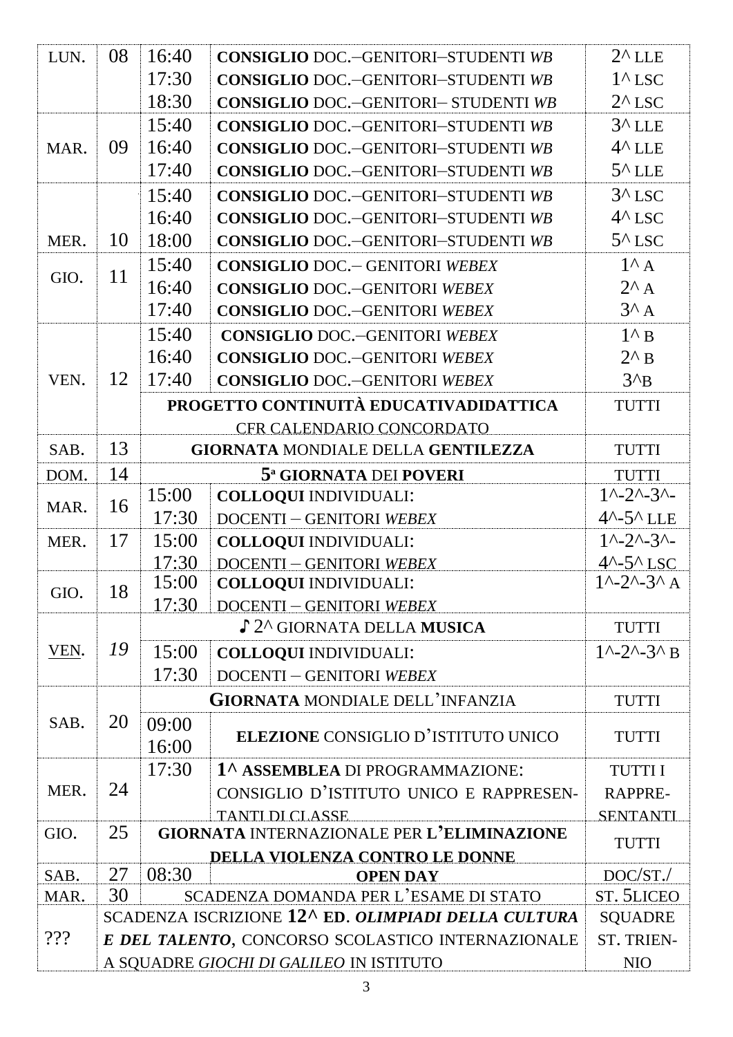| | | | | |
|---|---|---|---|---|
| LUN. | 08 | 16:40 | **CONSIGLIO** DOC.–GENITORI–STUDENTI *WB* | 2^ LLE |
| | | 17:30 | **CONSIGLIO** DOC.–GENITORI–STUDENTI *WB* | 1^ LSC |
| | | 18:30 | **CONSIGLIO** DOC.–GENITORI– STUDENTI *WB* | 2^ LSC |
| MAR. | 09 | 15:40 | **CONSIGLIO** DOC.–GENITORI–STUDENTI *WB* | 3^ LLE |
| | | 16:40 | **CONSIGLIO** DOC.–GENITORI–STUDENTI *WB* | 4^ LLE |
| | | 17:40 | **CONSIGLIO** DOC.–GENITORI–STUDENTI *WB* | 5^ LLE |
| MER. | 10 | 15:40 | **CONSIGLIO** DOC.–GENITORI–STUDENTI *WB* | 3^ LSC |
| | | 16:40 | **CONSIGLIO** DOC.–GENITORI–STUDENTI *WB* | 4^ LSC |
| | | 18:00 | **CONSIGLIO** DOC.–GENITORI–STUDENTI *WB* | 5^ LSC |
| GIO. | 11 | 15:40 | **CONSIGLIO** DOC.– GENITORI *WEBEX* | 1^ A |
| | | 16:40 | **CONSIGLIO** DOC.–GENITORI *WEBEX* | 2^ A |
| | | 17:40 | **CONSIGLIO** DOC.–GENITORI *WEBEX* | 3^ A |
| VEN. | 12 | 15:40 | **CONSIGLIO** DOC.–GENITORI *WEBEX* | 1^ B |
| | | 16:40 | **CONSIGLIO** DOC.–GENITORI *WEBEX* | 2^ B |
| | | 17:40 | **CONSIGLIO** DOC.–GENITORI *WEBEX* | 3^B |
| | | | **PROGETTO CONTINUITÀ EDUCATIVADIDATTICA** CFR CALENDARIO CONCORDATO | TUTTI |
| SAB. | 13 | | **GIORNATA** MONDIALE DELLA **GENTILEZZA** | TUTTI |
| DOM. | 14 | | **5ª GIORNATA** DEI **POVERI** | TUTTI |
| MAR. | 16 | 15:00 17:30 | **COLLOQUI** INDIVIDUALI: DOCENTI – GENITORI *WEBEX* | 1^-2^-3^-4^-5^ LLE |
| MER. | 17 | 15:00 17:30 | **COLLOQUI** INDIVIDUALI: DOCENTI – GENITORI *WEBEX* | 1^-2^-3^-4^-5^ LSC |
| GIO. | 18 | 15:00 17:30 | **COLLOQUI** INDIVIDUALI: DOCENTI – GENITORI *WEBEX* | 1^-2^-3^ A |
| VEN. | *19* | | ♪ 2^ GIORNATA DELLA **MUSICA** | TUTTI |
| | | 15:00 17:30 | **COLLOQUI** INDIVIDUALI: DOCENTI – GENITORI *WEBEX* | 1^-2^-3^ B |
| SAB. | 20 | | **GIORNATA** MONDIALE DELL'INFANZIA | TUTTI |
| | | 09:00 16:00 | **ELEZIONE** CONSIGLIO D'ISTITUTO UNICO | TUTTI |
| MER. | 24 | 17:30 | **1^ ASSEMBLEA** DI PROGRAMMAZIONE: CONSIGLIO D'ISTITUTO UNICO E RAPPRESENTANTI DI CLASSE | TUTTI I RAPPRESENTANTI |
| GIO. | 25 | | **GIORNATA** INTERNAZIONALE PER **L'ELIMINAZIONE DELLA VIOLENZA CONTRO LE DONNE** | TUTTI |
| SAB. | 27 | 08:30 | **OPEN DAY** | DOC/ST./ |
| MAR. | 30 | | SCADENZA DOMANDA PER L'ESAME DI STATO | ST. 5LICEO |
| ??? | | | SCADENZA ISCRIZIONE **12^ ED**. ***OLIMPIADI DELLA CULTURA E DEL TALENTO***, CONCORSO SCOLASTICO INTERNAZIONALE A SQUADRE *GIOCHI DI GALILEO* IN ISTITUTO | SQUADRE ST. TRIENNIO |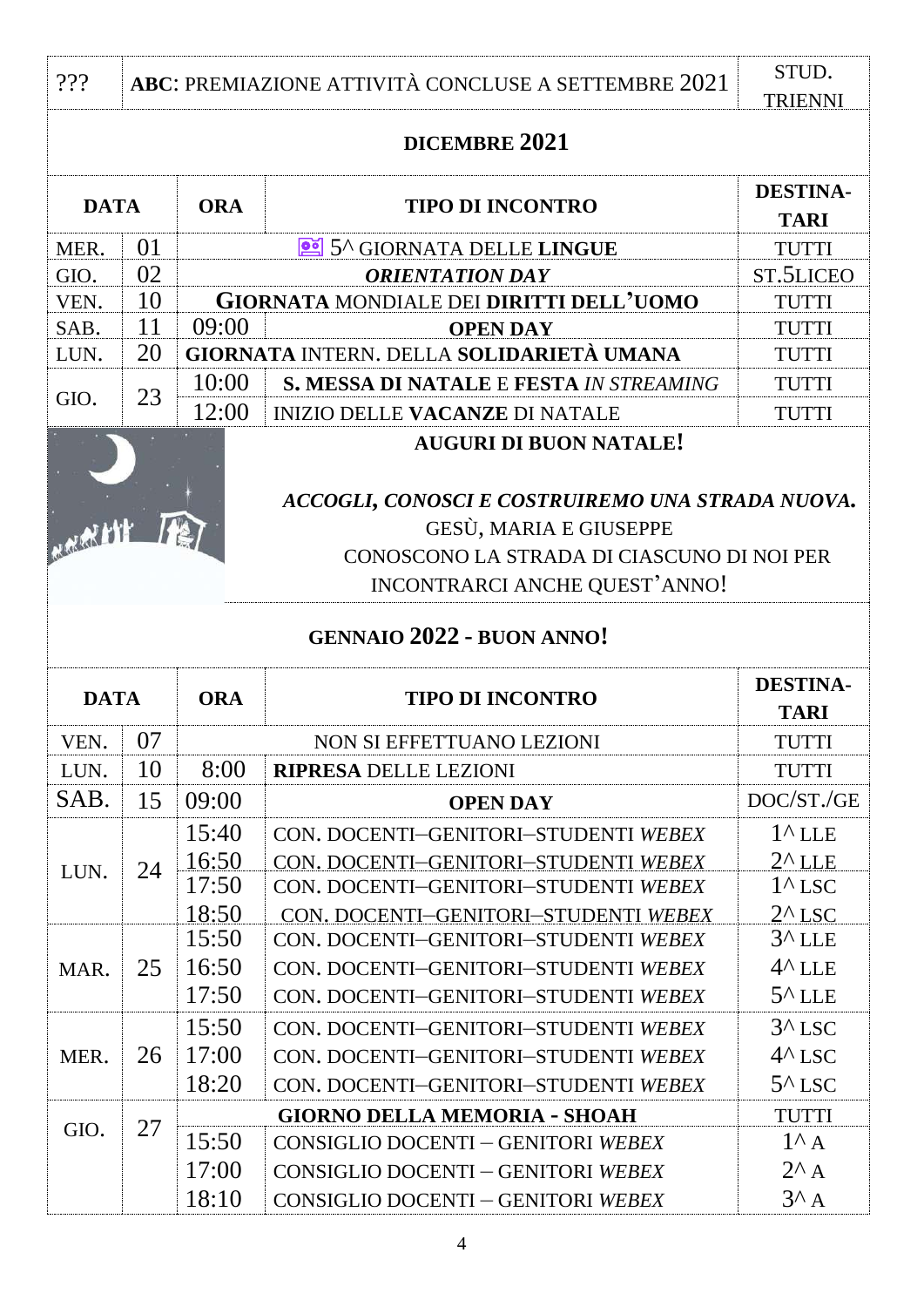| ??? | ABC: PREMIAZIONE ATTIVITÀ CONCLUSE A SETTEMBRE 2021 | STUD. TRIENNI |
|---|---|---|

## DICEMBRE 2021

| DATA | | ORA | TIPO DI INCONTRO | DESTINA-TARI |
|---|---|---|---|---|
| MER. | 01 | | 5^ GIORNATA DELLE **LINGUE** | TUTTI |
| GIO. | 02 | | ***ORIENTATION DAY*** | ST.5LICEO |
| VEN. | 10 | | **GIORNATA** MONDIALE DEI **DIRITTI DELL'UOMO** | TUTTI |
| SAB. | 11 | 09:00 | **OPEN DAY** | TUTTI |
| LUN. | 20 | | **GIORNATA** INTERN. DELLA **SOLIDARIETÀ UMANA** | TUTTI |
| GIO. | 23 | 10:00 | **S. MESSA DI NATALE** E **FESTA** *IN STREAMING* | TUTTI |
| | | 12:00 | INIZIO DELLE **VACANZE** DI NATALE | TUTTI |

**AUGURI DI BUON NATALE!**

***ACCOGLI, CONOSCI E COSTRUIREMO UNA STRADA NUOVA.***
GESÙ, MARIA E GIUSEPPE
CONOSCONO LA STRADA DI CIASCUNO DI NOI PER
INCONTRARCI ANCHE QUEST'ANNO!

## GENNAIO 2022 - BUON ANNO!

| DATA | | ORA | TIPO DI INCONTRO | DESTINA-TARI |
|---|---|---|---|---|
| VEN. | 07 | | NON SI EFFETTUANO LEZIONI | TUTTI |
| LUN. | 10 | 8:00 | **RIPRESA** DELLE LEZIONI | TUTTI |
| SAB. | 15 | 09:00 | **OPEN DAY** | DOC/ST./GE |
| LUN. | 24 | 15:40 | CON. DOCENTI–GENITORI–STUDENTI *WEBEX* | 1^ LLE |
| | | 16:50 | CON. DOCENTI–GENITORI–STUDENTI *WEBEX* | 2^ LLE |
| | | 17:50 | CON. DOCENTI–GENITORI–STUDENTI *WEBEX* | 1^ LSC |
| | | 18:50 | CON. DOCENTI–GENITORI–STUDENTI *WEBEX* | 2^ LSC |
| MAR. | 25 | 15:50 | CON. DOCENTI–GENITORI–STUDENTI *WEBEX* | 3^ LLE |
| | | 16:50 | CON. DOCENTI–GENITORI–STUDENTI *WEBEX* | 4^ LLE |
| | | 17:50 | CON. DOCENTI–GENITORI–STUDENTI *WEBEX* | 5^ LLE |
| MER. | 26 | 15:50 | CON. DOCENTI–GENITORI–STUDENTI *WEBEX* | 3^ LSC |
| | | 17:00 | CON. DOCENTI–GENITORI–STUDENTI *WEBEX* | 4^ LSC |
| | | 18:20 | CON. DOCENTI–GENITORI–STUDENTI *WEBEX* | 5^ LSC |
| GIO. | 27 | | **GIORNO DELLA MEMORIA - SHOAH** | TUTTI |
| | | 15:50 | CONSIGLIO DOCENTI – GENITORI *WEBEX* | 1^ A |
| | | 17:00 | CONSIGLIO DOCENTI – GENITORI *WEBEX* | 2^ A |
| | | 18:10 | CONSIGLIO DOCENTI – GENITORI *WEBEX* | 3^ A |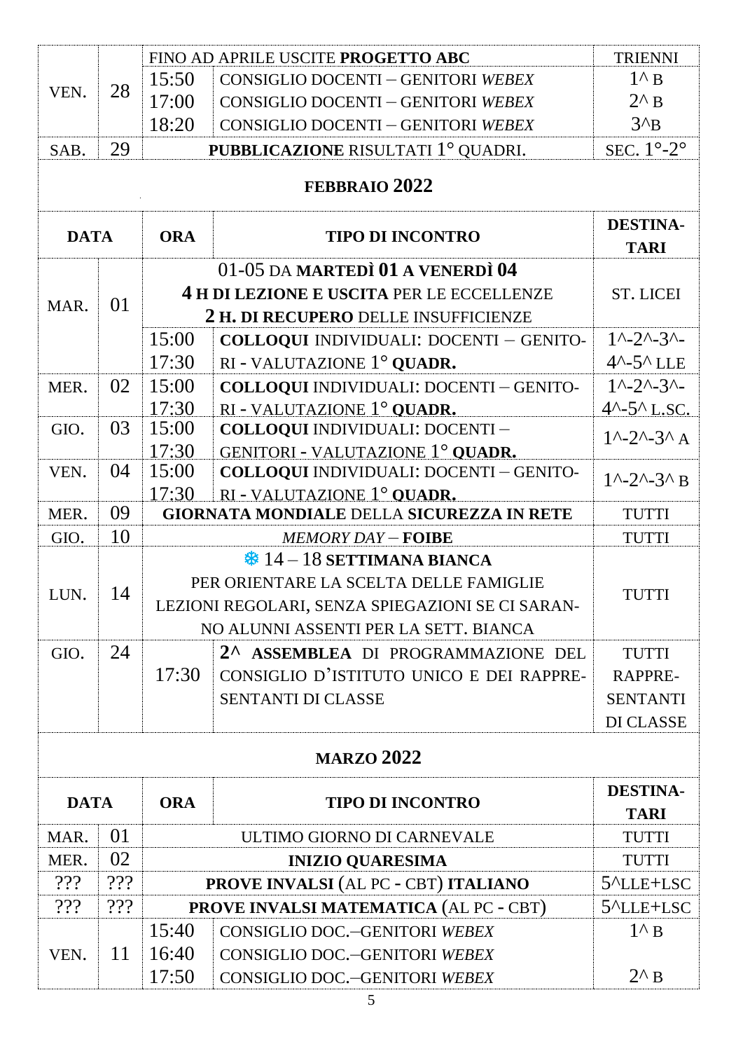| | | | | |
|---|---|---|---|---|
| VEN. | 28 | | FINO AD APRILE USCITE **PROGETTO ABC** | TRIENNI |
| | | 15:50 | CONSIGLIO DOCENTI – GENITORI *WEBEX* | 1^ B |
| | | 17:00 | CONSIGLIO DOCENTI – GENITORI *WEBEX* | 2^ B |
| | | 18:20 | CONSIGLIO DOCENTI – GENITORI *WEBEX* | 3^B |
| SAB. | 29 | | **PUBBLICAZIONE** RISULTATI 1° QUADRI. | SEC. 1°-2° |

## FEBBRAIO 2022

| DATA | | ORA | TIPO DI INCONTRO | DESTINATARI |
|---|---|---|---|---|
| MAR. | 01 | | 01-05 DA **MARTEDÌ 01 A VENERDÌ 04** **4 H DI LEZIONE E USCITA** PER LE ECCELLENZE **2 H. DI RECUPERO** DELLE INSUFFICIENZE | ST. LICEI |
| | | 15:00 17:30 | **COLLOQUI** INDIVIDUALI: DOCENTI – GENITORI - VALUTAZIONE 1° **QUADR.** | 1^-2^-3^-4^-5^ LLE |
| MER. | 02 | 15:00 17:30 | **COLLOQUI** INDIVIDUALI: DOCENTI – GENITORI - VALUTAZIONE 1° **QUADR.** | 1^-2^-3^-4^-5^ L.SC. |
| GIO. | 03 | 15:00 17:30 | **COLLOQUI** INDIVIDUALI: DOCENTI – GENITORI - VALUTAZIONE 1° **QUADR.** | 1^-2^-3^ A |
| VEN. | 04 | 15:00 17:30 | **COLLOQUI** INDIVIDUALI: DOCENTI – GENITORI - VALUTAZIONE 1° **QUADR.** | 1^-2^-3^ B |
| MER. | 09 | | **GIORNATA MONDIALE** DELLA **SICUREZZA IN RETE** | TUTTI |
| GIO. | 10 | | *MEMORY DAY* – **FOIBE** | TUTTI |
| LUN. | 14 | | ❄ 14 – 18 **SETTIMANA BIANCA** PER ORIENTARE LA SCELTA DELLE FAMIGLIE LEZIONI REGOLARI, SENZA SPIEGAZIONI SE CI SARANNO ALUNNI ASSENTI PER LA SETT. BIANCA | TUTTI |
| GIO. | 24 | 17:30 | **2^ ASSEMBLEA** DI PROGRAMMAZIONE DEL CONSIGLIO D'ISTITUTO UNICO E DEI RAPPRESENTANTI DI CLASSE | TUTTI RAPPRESENTANTI DI CLASSE |

## MARZO 2022

| DATA | | ORA | TIPO DI INCONTRO | DESTINATARI |
|---|---|---|---|---|
| MAR. | 01 | | ULTIMO GIORNO DI CARNEVALE | TUTTI |
| MER. | 02 | | **INIZIO QUARESIMA** | TUTTI |
| ??? | ??? | | **PROVE INVALSI** (AL PC - CBT) **ITALIANO** | 5^LLE+LSC |
| ??? | ??? | | **PROVE INVALSI MATEMATICA** (AL PC - CBT) | 5^LLE+LSC |
| VEN. | 11 | 15:40 | CONSIGLIO DOC.–GENITORI *WEBEX* | 1^ B |
| | | 16:40 | CONSIGLIO DOC.–GENITORI *WEBEX* | |
| | | 17:50 | CONSIGLIO DOC.–GENITORI *WEBEX* | 2^ B |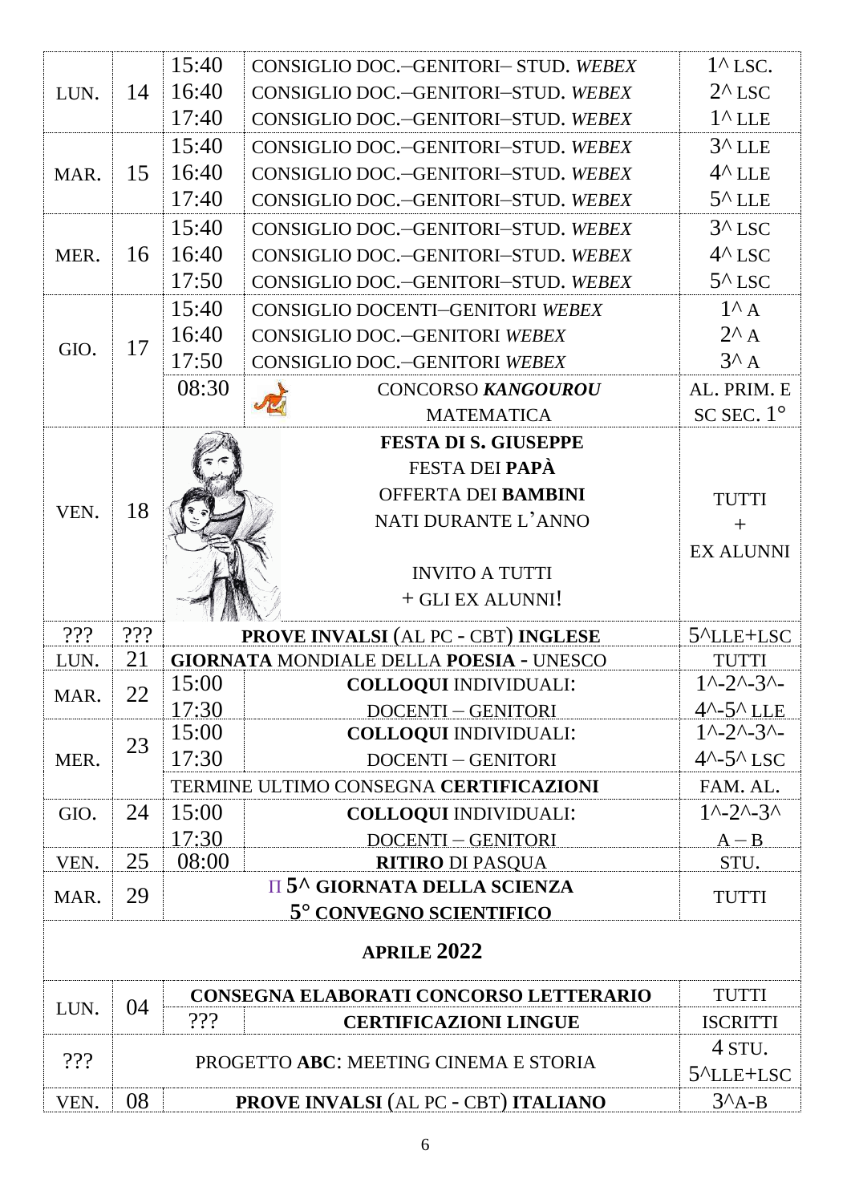| | | | | |
|---|---|---|---|---|
| LUN. | 14 | 15:40 | CONSIGLIO DOC.–GENITORI– STUD. *WEBEX* | 1^ LSC. |
| | | 16:40 | CONSIGLIO DOC.–GENITORI–STUD. *WEBEX* | 2^ LSC |
| | | 17:40 | CONSIGLIO DOC.–GENITORI–STUD. *WEBEX* | 1^ LLE |
| MAR. | 15 | 15:40 | CONSIGLIO DOC.–GENITORI–STUD. *WEBEX* | 3^ LLE |
| | | 16:40 | CONSIGLIO DOC.–GENITORI–STUD. *WEBEX* | 4^ LLE |
| | | 17:40 | CONSIGLIO DOC.–GENITORI–STUD. *WEBEX* | 5^ LLE |
| MER. | 16 | 15:40 | CONSIGLIO DOC.–GENITORI–STUD. *WEBEX* | 3^ LSC |
| | | 16:40 | CONSIGLIO DOC.–GENITORI–STUD. *WEBEX* | 4^ LSC |
| | | 17:50 | CONSIGLIO DOC.–GENITORI–STUD. *WEBEX* | 5^ LSC |
| GIO. | 17 | 15:40 | CONSIGLIO DOCENTI–GENITORI *WEBEX* | 1^ A |
| | | 16:40 | CONSIGLIO DOC.–GENITORI *WEBEX* | 2^ A |
| | | 17:50 | CONSIGLIO DOC.–GENITORI *WEBEX* | 3^ A |
| | | 08:30 | CONCORSO ***KANGOUROU*** MATEMATICA | AL. PRIM. E SC SEC. 1° |
| VEN. | 18 | | **FESTA DI S. GIUSEPPE** FESTA DEI **PAPÀ** OFFERTA DEI **BAMBINI** NATI DURANTE L'ANNO INVITO A TUTTI + GLI EX ALUNNI! | TUTTI + EX ALUNNI |
| ??? | ??? | | **PROVE INVALSI** (AL PC - CBT) **INGLESE** | 5^LLE+LSC |
| LUN. | 21 | | **GIORNATA** MONDIALE DELLA **POESIA** - UNESCO | TUTTI |
| MAR. | 22 | 15:00 17:30 | **COLLOQUI** INDIVIDUALI: DOCENTI – GENITORI | 1^-2^-3^-4^-5^ LLE |
| MER. | 23 | 15:00 17:30 | **COLLOQUI** INDIVIDUALI: DOCENTI – GENITORI | 1^-2^-3^-4^-5^ LSC |
| | | | TERMINE ULTIMO CONSEGNA **CERTIFICAZIONI** | FAM. AL. |
| GIO. | 24 | 15:00 17:30 | **COLLOQUI** INDIVIDUALI: DOCENTI – GENITORI | 1^-2^-3^ A – B |
| VEN. | 25 | 08:00 | **RITIRO** DI PASQUA | STU. |
| MAR. | 29 | | Π **5^ GIORNATA DELLA SCIENZA** **5° CONVEGNO SCIENTIFICO** | TUTTI |
| | | | **APRILE 2022** | |
| LUN. | 04 | | **CONSEGNA ELABORATI CONCORSO LETTERARIO** | TUTTI |
| | | ??? | **CERTIFICAZIONI LINGUE** | ISCRITTI |
| ??? | | | PROGETTO **ABC**: MEETING CINEMA E STORIA | 4 STU. 5^LLE+LSC |
| VEN. | 08 | | **PROVE INVALSI** (AL PC - CBT) **ITALIANO** | 3^A-B |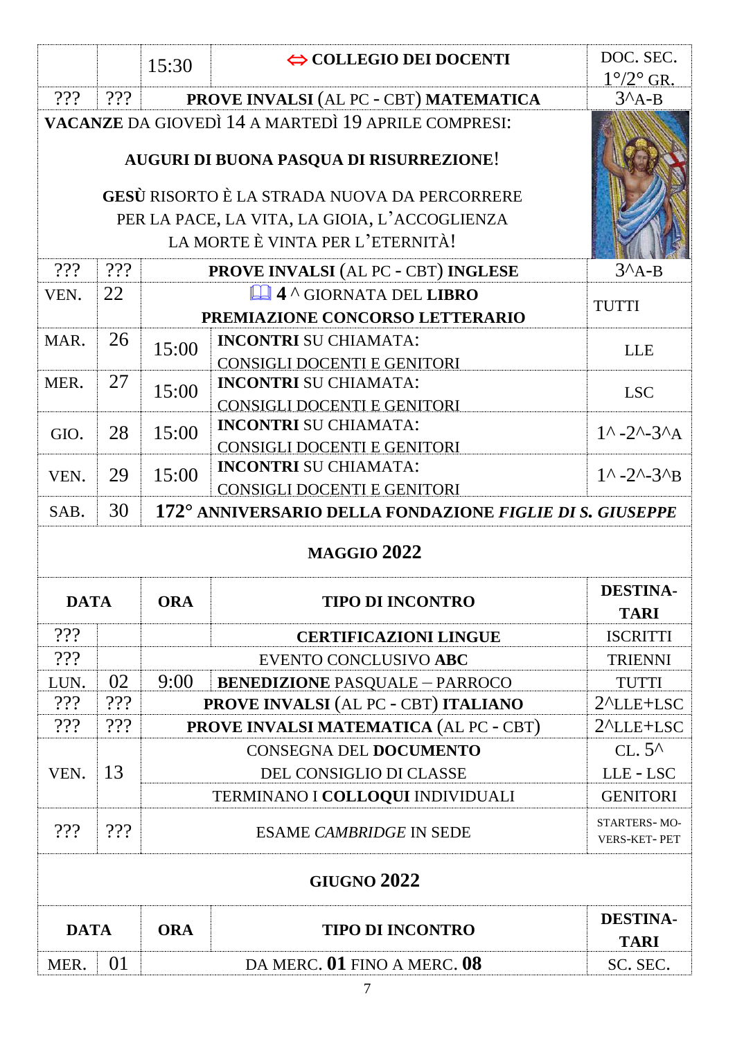| | | | | |
|---|---|---|---|---|
| | | 15:30 | ⇔ **COLLEGIO DEI DOCENTI** | DOC. SEC. 1°/2° GR. |
| ??? | ??? | **PROVE INVALSI** (AL PC - CBT) **MATEMATICA** | | 3^A-B |
| **VACANZE** DA GIOVEDÌ 14 A MARTEDÌ 19 APRILE COMPRESI: **AUGURI DI BUONA PASQUA DI RISURREZIONE**! **GESÙ** RISORTO È LA STRADA NUOVA DA PERCORRERE PER LA PACE, LA VITA, LA GIOIA, L'ACCOGLIENZA LA MORTE È VINTA PER L'ETERNITÀ! | | | | |
| ??? | ??? | **PROVE INVALSI** (AL PC - CBT) **INGLESE** | | 3^A-B |
| VEN. | 22 | 📖 **4** ^ GIORNATA DEL **LIBRO** **PREMIAZIONE CONCORSO LETTERARIO** | | TUTTI |
| MAR. | 26 | 15:00 | **INCONTRI** SU CHIAMATA: CONSIGLI DOCENTI E GENITORI | LLE |
| MER. | 27 | 15:00 | **INCONTRI** SU CHIAMATA: CONSIGLI DOCENTI E GENITORI | LSC |
| GIO. | 28 | 15:00 | **INCONTRI** SU CHIAMATA: CONSIGLI DOCENTI E GENITORI | 1^ -2^-3^A |
| VEN. | 29 | 15:00 | **INCONTRI** SU CHIAMATA: CONSIGLI DOCENTI E GENITORI | 1^ -2^-3^B |
| SAB. | 30 | **172° ANNIVERSARIO DELLA FONDAZIONE *FIGLIE DI S. GIUSEPPE*** | | |

## MAGGIO 2022

| DATA | | ORA | TIPO DI INCONTRO | DESTINATARI |
|---|---|---|---|---|
| ??? | | | **CERTIFICAZIONI LINGUE** | ISCRITTI |
| ??? | | | EVENTO CONCLUSIVO **ABC** | TRIENNI |
| LUN. | 02 | 9:00 | **BENEDIZIONE** PASQUALE – PARROCO | TUTTI |
| ??? | ??? | | **PROVE INVALSI** (AL PC - CBT) **ITALIANO** | 2^LLE+LSC |
| ??? | ??? | | **PROVE INVALSI MATEMATICA** (AL PC - CBT) | 2^LLE+LSC |
| VEN. | 13 | | CONSEGNA DEL **DOCUMENTO** DEL CONSIGLIO DI CLASSE | CL. 5^ LLE - LSC |
| | | | TERMINANO I **COLLOQUI** INDIVIDUALI | GENITORI |
| ??? | ??? | | ESAME *CAMBRIDGE* IN SEDE | STARTERS- MOVERS-KET- PET |

## GIUGNO 2022

| DATA | | ORA | TIPO DI INCONTRO | DESTINATARI |
|---|---|---|---|---|
| MER. | 01 | | DA MERC. **01** FINO A MERC. **08** | SC. SEC. |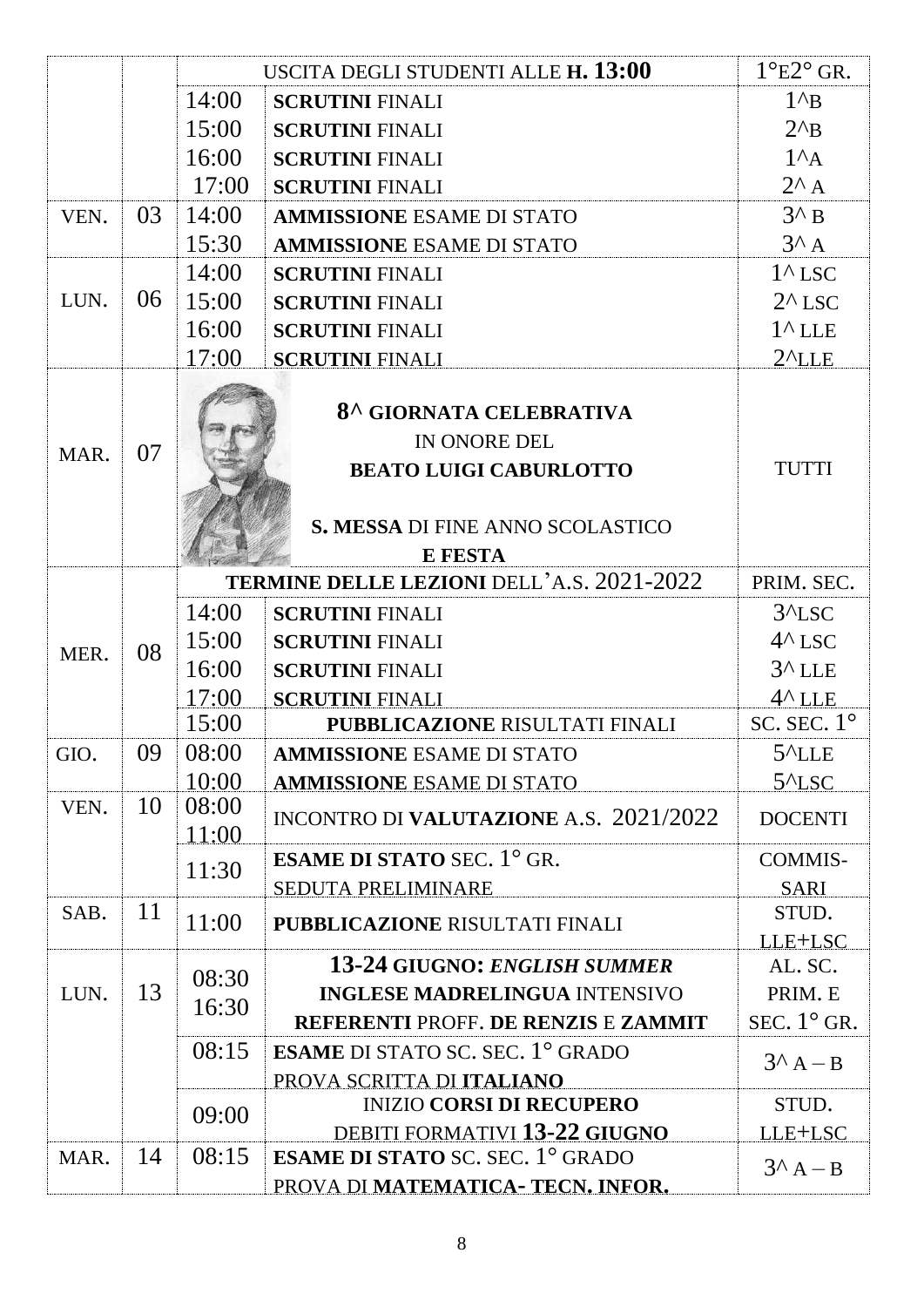| | | | | |
|---|---|---|---|---|
| | | USCITA DEGLI STUDENTI ALLE **H. 13:00** | | 1°E2° GR. |
| | | 14:00 | **SCRUTINI** FINALI | 1^B |
| | | 15:00 | **SCRUTINI** FINALI | 2^B |
| | | 16:00 | **SCRUTINI** FINALI | 1^A |
| | | 17:00 | **SCRUTINI** FINALI | 2^ A |
| VEN. | 03 | 14:00 | **AMMISSIONE** ESAME DI STATO | 3^ B |
| | | 15:30 | **AMMISSIONE** ESAME DI STATO | 3^ A |
| LUN. | 06 | 14:00 | **SCRUTINI** FINALI | 1^ LSC |
| | | 15:00 | **SCRUTINI** FINALI | 2^ LSC |
| | | 16:00 | **SCRUTINI** FINALI | 1^ LLE |
| | | 17:00 | **SCRUTINI** FINALI | 2^LLE |
| MAR. | 07 | | **8^ GIORNATA CELEBRATIVA** IN ONORE DEL **BEATO LUIGI CABURLOTTO** **S. MESSA** DI FINE ANNO SCOLASTICO **E FESTA** | TUTTI |
| MER. | 08 | **TERMINE DELLE LEZIONI** DELL'A.S. 2021-2022 | | PRIM. SEC. |
| | | 14:00 | **SCRUTINI** FINALI | 3^LSC |
| | | 15:00 | **SCRUTINI** FINALI | 4^ LSC |
| | | 16:00 | **SCRUTINI** FINALI | 3^ LLE |
| | | 17:00 | **SCRUTINI** FINALI | 4^ LLE |
| | | 15:00 | **PUBBLICAZIONE** RISULTATI FINALI | SC. SEC. 1° |
| GIO. | 09 | 08:00 | **AMMISSIONE** ESAME DI STATO | 5^LLE |
| | | 10:00 | **AMMISSIONE** ESAME DI STATO | 5^LSC |
| VEN. | 10 | 08:00 11:00 | INCONTRO DI **VALUTAZIONE** A.S. 2021/2022 | DOCENTI |
| | | 11:30 | **ESAME DI STATO** SEC. 1° GR. SEDUTA PRELIMINARE | COMMIS-SARI |
| SAB. | 11 | 11:00 | **PUBBLICAZIONE** RISULTATI FINALI | STUD. LLE+LSC |
| LUN. | 13 | 08:30 16:30 | **13-24 GIUGNO: *ENGLISH SUMMER*** **INGLESE MADRELINGUA** INTENSIVO **REFERENTI** PROFF. **DE RENZIS** E **ZAMMIT** | AL. SC. PRIM. E SEC. 1° GR. |
| | | 08:15 | **ESAME** DI STATO SC. SEC. 1° GRADO PROVA SCRITTA DI **ITALIANO** | 3^ A – B |
| | | 09:00 | INIZIO **CORSI DI RECUPERO** DEBITI FORMATIVI **13-22 GIUGNO** | STUD. LLE+LSC |
| MAR. | 14 | 08:15 | **ESAME DI STATO** SC. SEC. 1° GRADO PROVA DI **MATEMATICA- TECN. INFOR.** | 3^ A – B |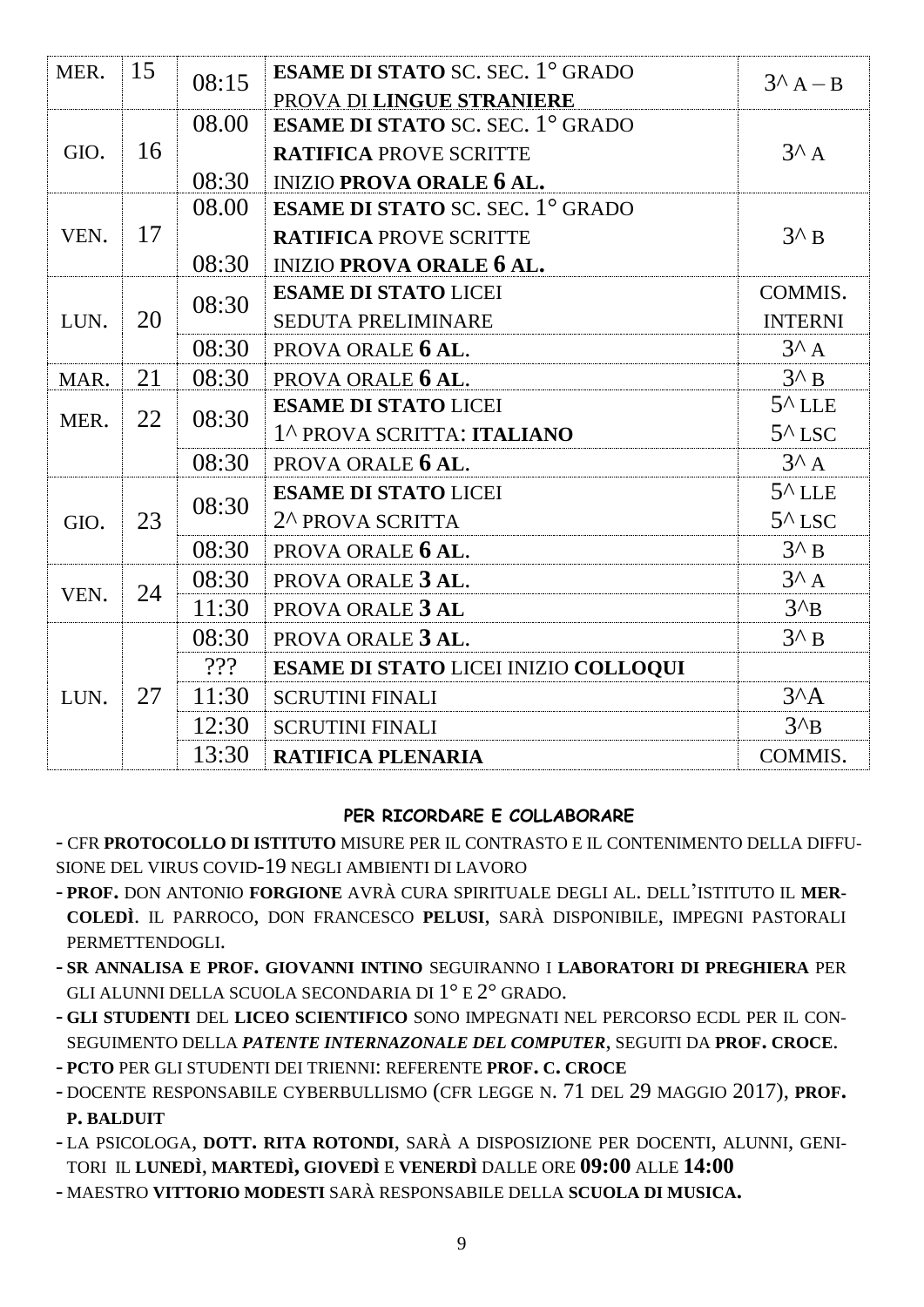| MER. | 15 | 08:15 | **ESAME DI STATO** SC. SEC. 1° GRADO<br>PROVA DI **LINGUE STRANIERE** | 3^ A – B |
|---|---|---|---|---|
| GIO. | 16 | 08.00<br><br>08:30 | **ESAME DI STATO** SC. SEC. 1° GRADO<br>**RATIFICA** PROVE SCRITTE<br>INIZIO **PROVA ORALE 6 AL.** | 3^ A |
| VEN. | 17 | 08.00<br><br>08:30 | **ESAME DI STATO** SC. SEC. 1° GRADO<br>**RATIFICA** PROVE SCRITTE<br>INIZIO **PROVA ORALE 6 AL.** | 3^ B |
| LUN. | 20 | 08:30 | **ESAME DI STATO** LICEI<br>SEDUTA PRELIMINARE | COMMIS.<br>INTERNI |
| | | 08:30 | PROVA ORALE **6 AL**. | 3^ A |
| MAR. | 21 | 08:30 | PROVA ORALE **6 AL**. | 3^ B |
| MER. | 22 | 08:30 | **ESAME DI STATO** LICEI<br>1^ PROVA SCRITTA: **ITALIANO** | 5^ LLE<br>5^ LSC |
| | | 08:30 | PROVA ORALE **6 AL**. | 3^ A |
| GIO. | 23 | 08:30 | **ESAME DI STATO** LICEI<br>2^ PROVA SCRITTA | 5^ LLE<br>5^ LSC |
| | | 08:30 | PROVA ORALE **6 AL**. | 3^ B |
| VEN. | 24 | 08:30 | PROVA ORALE **3 AL**. | 3^ A |
| | | 11:30 | PROVA ORALE **3 AL** | 3^B |
| LUN. | 27 | 08:30 | PROVA ORALE **3 AL**. | 3^ B |
| | | ??? | **ESAME DI STATO** LICEI INIZIO **COLLOQUI** | |
| | | 11:30 | SCRUTINI FINALI | 3^A |
| | | 12:30 | SCRUTINI FINALI | 3^B |
| | | 13:30 | **RATIFICA PLENARIA** | COMMIS. |

**PER RICORDARE E COLLABORARE**

- CFR **PROTOCOLLO DI ISTITUTO** MISURE PER IL CONTRASTO E IL CONTENIMENTO DELLA DIFFUSIONE DEL VIRUS COVID-19 NEGLI AMBIENTI DI LAVORO
- **PROF.** DON ANTONIO **FORGIONE** AVRÀ CURA SPIRITUALE DEGLI AL. DELL'ISTITUTO IL **MERCOLEDÌ**. IL PARROCO, DON FRANCESCO **PELUSI**, SARÀ DISPONIBILE, IMPEGNI PASTORALI PERMETTENDOGLI.
- **SR ANNALISA E PROF. GIOVANNI INTINO** SEGUIRANNO I **LABORATORI DI PREGHIERA** PER GLI ALUNNI DELLA SCUOLA SECONDARIA DI 1° E 2° GRADO.
- **GLI STUDENTI** DEL **LICEO SCIENTIFICO** SONO IMPEGNATI NEL PERCORSO ECDL PER IL CONSEGUIMENTO DELLA ***PATENTE INTERNAZONALE DEL COMPUTER***, SEGUITI DA **PROF. CROCE**.
- **PCTO** PER GLI STUDENTI DEI TRIENNI: REFERENTE **PROF. C. CROCE**
- DOCENTE RESPONSABILE CYBERBULLISMO (CFR LEGGE N. 71 DEL 29 MAGGIO 2017), **PROF. P. BALDUIT**
- LA PSICOLOGA, **DOTT. RITA ROTONDI**, SARÀ A DISPOSIZIONE PER DOCENTI, ALUNNI, GENITORI IL **LUNEDÌ**, **MARTEDÌ, GIOVEDÌ** E **VENERDÌ** DALLE ORE **09:00** ALLE **14:00**
- MAESTRO **VITTORIO MODESTI** SARÀ RESPONSABILE DELLA **SCUOLA DI MUSICA.**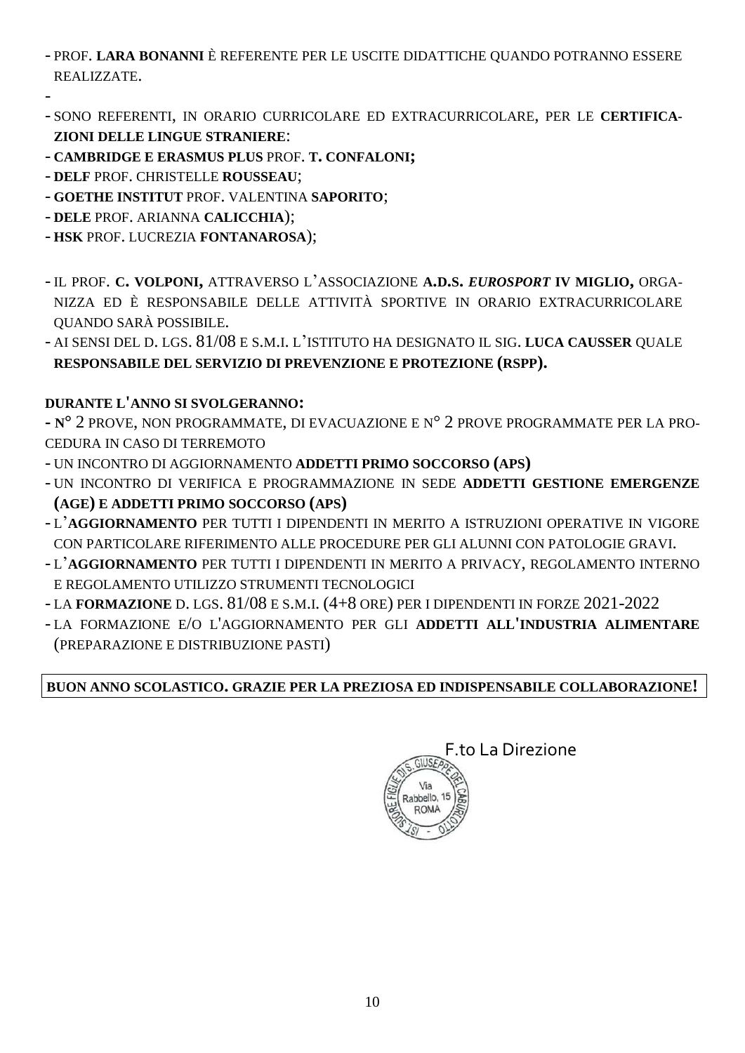- PROF. **LARA BONANNI** È REFERENTE PER LE USCITE DIDATTICHE QUANDO POTRANNO ESSERE REALIZZATE.
- 
- SONO REFERENTI, IN ORARIO CURRICOLARE ED EXTRACURRICOLARE, PER LE **CERTIFICAZIONI DELLE LINGUE STRANIERE**:
- **CAMBRIDGE E ERASMUS PLUS** PROF. **T. CONFALONI;**
- **DELF** PROF. CHRISTELLE **ROUSSEAU**;
- **GOETHE INSTITUT** PROF. VALENTINA **SAPORITO**;
- **DELE** PROF. ARIANNA **CALICCHIA**);
- **HSK** PROF. LUCREZIA **FONTANAROSA**);

- IL PROF. **C. VOLPONI,** ATTRAVERSO L'ASSOCIAZIONE **A.D.S.** ***EUROSPORT*** **IV MIGLIO,** ORGANIZZA ED È RESPONSABILE DELLE ATTIVITÀ SPORTIVE IN ORARIO EXTRACURRICOLARE QUANDO SARÀ POSSIBILE.
- AI SENSI DEL D. LGS. 81/08 E S.M.I. L'ISTITUTO HA DESIGNATO IL SIG. **LUCA CAUSSER** QUALE **RESPONSABILE DEL SERVIZIO DI PREVENZIONE E PROTEZIONE (RSPP).**

**DURANTE L'ANNO SI SVOLGERANNO:**

- N° 2 PROVE, NON PROGRAMMATE, DI EVACUAZIONE E N° 2 PROVE PROGRAMMATE PER LA PROCEDURA IN CASO DI TERREMOTO
- UN INCONTRO DI AGGIORNAMENTO **ADDETTI PRIMO SOCCORSO (APS)**
- UN INCONTRO DI VERIFICA E PROGRAMMAZIONE IN SEDE **ADDETTI GESTIONE EMERGENZE (AGE) E ADDETTI PRIMO SOCCORSO (APS)**
- L'**AGGIORNAMENTO** PER TUTTI I DIPENDENTI IN MERITO A ISTRUZIONI OPERATIVE IN VIGORE CON PARTICOLARE RIFERIMENTO ALLE PROCEDURE PER GLI ALUNNI CON PATOLOGIE GRAVI.
- L'**AGGIORNAMENTO** PER TUTTI I DIPENDENTI IN MERITO A PRIVACY, REGOLAMENTO INTERNO E REGOLAMENTO UTILIZZO STRUMENTI TECNOLOGICI
- LA **FORMAZIONE** D. LGS. 81/08 E S.M.I. (4+8 ORE) PER I DIPENDENTI IN FORZE 2021-2022
- LA FORMAZIONE E/O L'AGGIORNAMENTO PER GLI **ADDETTI ALL'INDUSTRIA ALIMENTARE** (PREPARAZIONE E DISTRIBUZIONE PASTI)

**BUON ANNO SCOLASTICO. GRAZIE PER LA PREZIOSA ED INDISPENSABILE COLLABORAZIONE!**

F.to La Direzione

IST. SUORE FIGLIE DI S. GIUSEPPE DEL CABURLOTTO - Via Rabbello, 15 ROMA